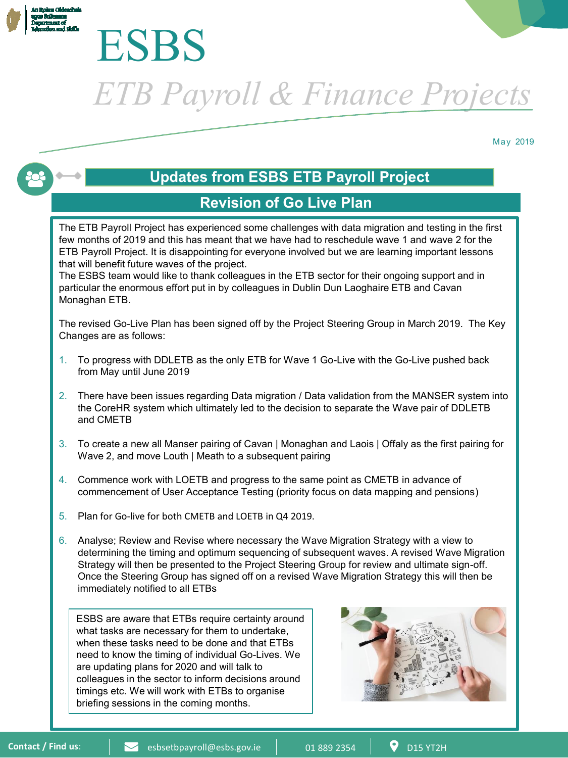An Roinn Oideachais agus Scileanna
Department of Education and Skills

# ESBS

## *ETB Payroll & Finance Projects*

May 2019

## Updates from ESBS ETB Payroll Project

### Revision of Go Live Plan

The ETB Payroll Project has experienced some challenges with data migration and testing in the first few months of 2019 and this has meant that we have had to reschedule wave 1 and wave 2 for the ETB Payroll Project. It is disappointing for everyone involved but we are learning important lessons that will benefit future waves of the project.
The ESBS team would like to thank colleagues in the ETB sector for their ongoing support and in particular the enormous effort put in by colleagues in Dublin Dun Laoghaire ETB and Cavan Monaghan ETB.

The revised Go-Live Plan has been signed off by the Project Steering Group in March 2019. The Key Changes are as follows:

1. To progress with DDLETB as the only ETB for Wave 1 Go-Live with the Go-Live pushed back from May until June 2019
2. There have been issues regarding Data migration / Data validation from the MANSER system into the CoreHR system which ultimately led to the decision to separate the Wave pair of DDLETB and CMETB
3. To create a new all Manser pairing of Cavan | Monaghan and Laois | Offaly as the first pairing for Wave 2, and move Louth | Meath to a subsequent pairing
4. Commence work with LOETB and progress to the same point as CMETB in advance of commencement of User Acceptance Testing (priority focus on data mapping and pensions)
5. Plan for Go-live for both CMETB and LOETB in Q4 2019.
6. Analyse; Review and Revise where necessary the Wave Migration Strategy with a view to determining the timing and optimum sequencing of subsequent waves. A revised Wave Migration Strategy will then be presented to the Project Steering Group for review and ultimate sign-off. Once the Steering Group has signed off on a revised Wave Migration Strategy this will then be immediately notified to all ETBs

ESBS are aware that ETBs require certainty around what tasks are necessary for them to undertake, when these tasks need to be done and that ETBs need to know the timing of individual Go-Lives. We are updating plans for 2020 and will talk to colleagues in the sector to inform decisions around timings etc. We will work with ETBs to organise briefing sessions in the coming months.

**Contact / Find us:** esbsetbpayroll@esbs.gov.ie | 01 889 2354 | D15 YT2H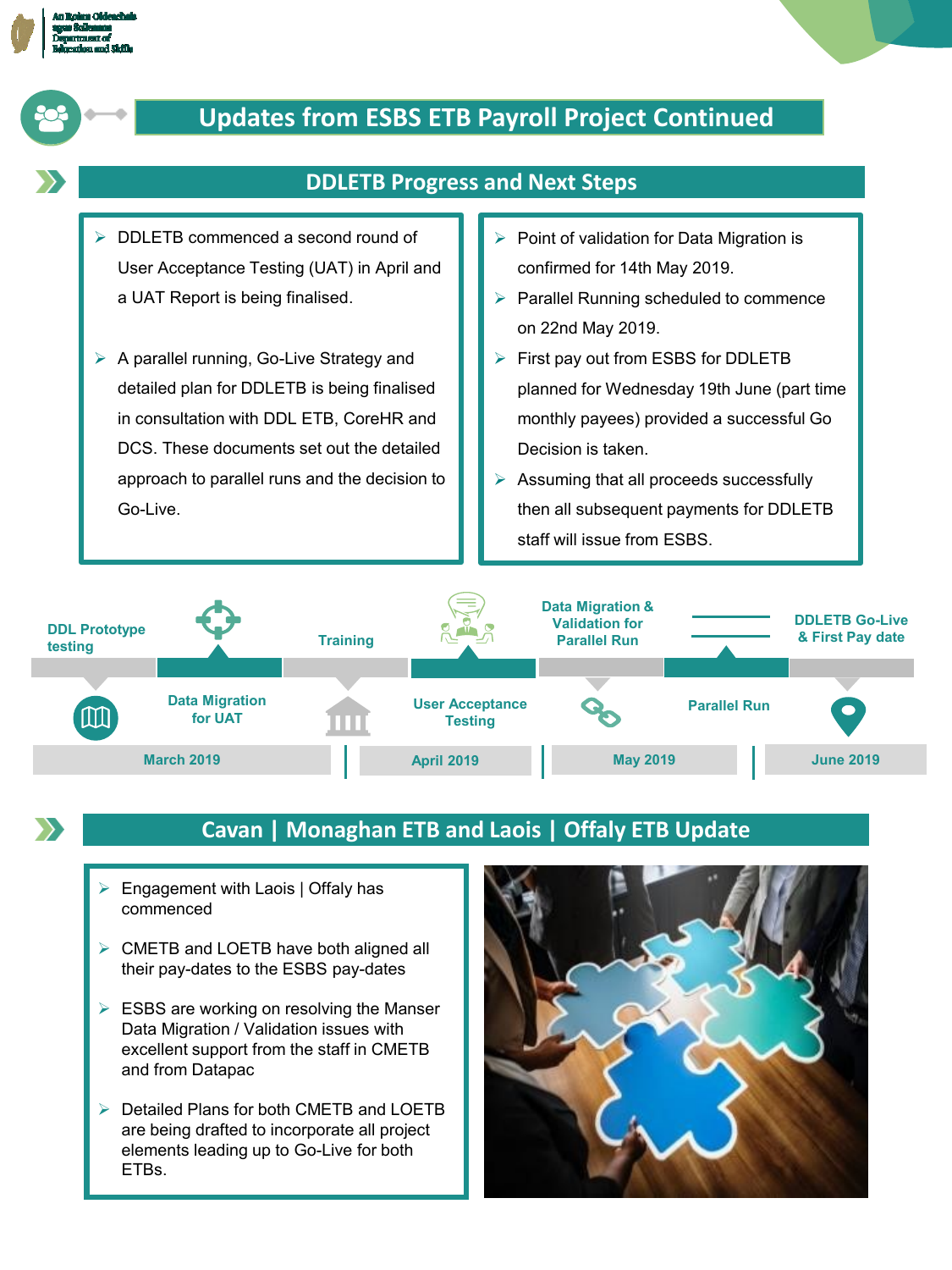# Updates from ESBS ETB Payroll Project Continued

## DDLETB Progress and Next Steps

- DDLETB commenced a second round of User Acceptance Testing (UAT) in April and a UAT Report is being finalised.
- A parallel running, Go-Live Strategy and detailed plan for DDLETB is being finalised in consultation with DDL ETB, CoreHR and DCS. These documents set out the detailed approach to parallel runs and the decision to Go-Live.

- Point of validation for Data Migration is confirmed for 14th May 2019.
- Parallel Running scheduled to commence on 22nd May 2019.
- First pay out from ESBS for DDLETB planned for Wednesday 19th June (part time monthly payees) provided a successful Go Decision is taken.
- Assuming that all proceeds successfully then all subsequent payments for DDLETB staff will issue from ESBS.

DDL Prototype testing
Data Migration for UAT
**March 2019**

Training
User Acceptance Testing
**April 2019**

Data Migration & Validation for Parallel Run
Parallel Run
**May 2019**

DDLETB Go-Live & First Pay date
**June 2019**

## Cavan | Monaghan ETB and Laois | Offaly ETB Update

- Engagement with Laois | Offaly has commenced
- CMETB and LOETB have both aligned all their pay-dates to the ESBS pay-dates
- ESBS are working on resolving the Manser Data Migration / Validation issues with excellent support from the staff in CMETB and from Datapac
- Detailed Plans for both CMETB and LOETB are being drafted to incorporate all project elements leading up to Go-Live for both ETBs.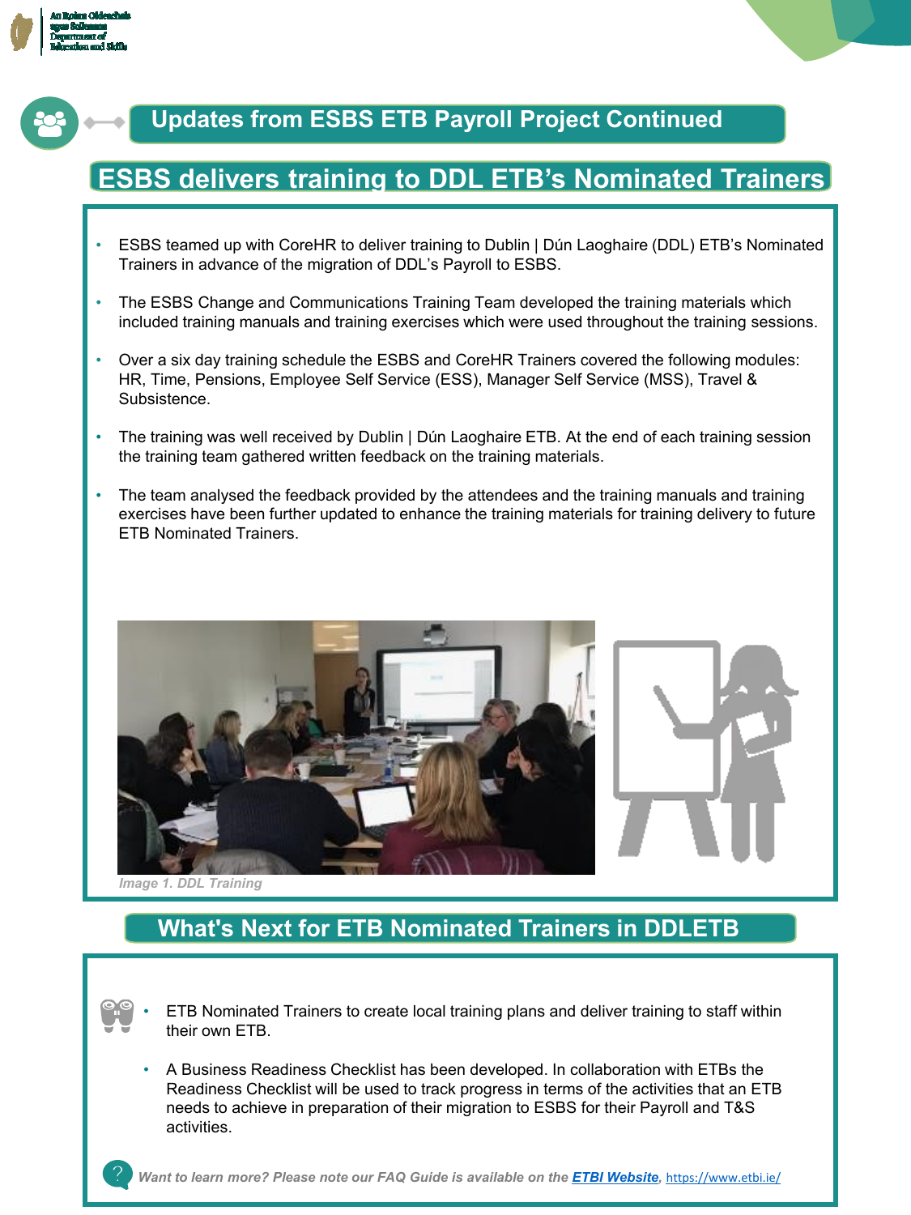## Updates from ESBS ETB Payroll Project Continued

### ESBS delivers training to DDL ETB's Nominated Trainers

- ESBS teamed up with CoreHR to deliver training to Dublin | Dún Laoghaire (DDL) ETB's Nominated Trainers in advance of the migration of DDL's Payroll to ESBS.
- The ESBS Change and Communications Training Team developed the training materials which included training manuals and training exercises which were used throughout the training sessions.
- Over a six day training schedule the ESBS and CoreHR Trainers covered the following modules: HR, Time, Pensions, Employee Self Service (ESS), Manager Self Service (MSS), Travel & Subsistence.
- The training was well received by Dublin | Dún Laoghaire ETB. At the end of each training session the training team gathered written feedback on the training materials.
- The team analysed the feedback provided by the attendees and the training manuals and training exercises have been further updated to enhance the training materials for training delivery to future ETB Nominated Trainers.

*Image 1. DDL Training*

### What's Next for ETB Nominated Trainers in DDLETB

- ETB Nominated Trainers to create local training plans and deliver training to staff within their own ETB.
- A Business Readiness Checklist has been developed. In collaboration with ETBs the Readiness Checklist will be used to track progress in terms of the activities that an ETB needs to achieve in preparation of their migration to ESBS for their Payroll and T&S activities.

***Want to learn more? Please note our FAQ Guide is available on the [ETBI Website](https://www.etbi.ie/),*** https://www.etbi.ie/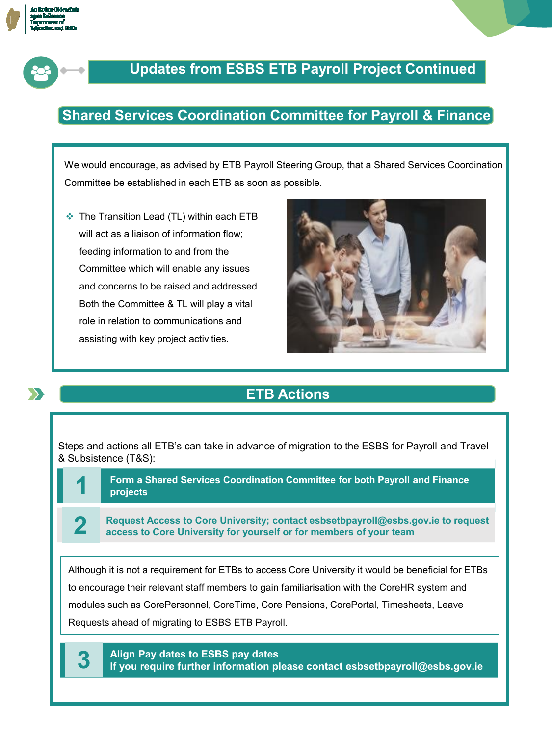## Updates from ESBS ETB Payroll Project Continued

### Shared Services Coordination Committee for Payroll & Finance

We would encourage, as advised by ETB Payroll Steering Group, that a Shared Services Coordination Committee be established in each ETB as soon as possible.

- The Transition Lead (TL) within each ETB will act as a liaison of information flow; feeding information to and from the Committee which will enable any issues and concerns to be raised and addressed. Both the Committee & TL will play a vital role in relation to communications and assisting with key project activities.

### ETB Actions

Steps and actions all ETB's can take in advance of migration to the ESBS for Payroll and Travel & Subsistence (T&S):

1. **Form a Shared Services Coordination Committee for both Payroll and Finance projects**

2. **Request Access to Core University; contact esbsetbpayroll@esbs.gov.ie to request access to Core University for yourself or for members of your team**

Although it is not a requirement for ETBs to access Core University it would be beneficial for ETBs to encourage their relevant staff members to gain familiarisation with the CoreHR system and modules such as CorePersonnel, CoreTime, Core Pensions, CorePortal, Timesheets, Leave Requests ahead of migrating to ESBS ETB Payroll.

3. **Align Pay dates to ESBS pay dates**
   **If you require further information please contact esbsetbpayroll@esbs.gov.ie**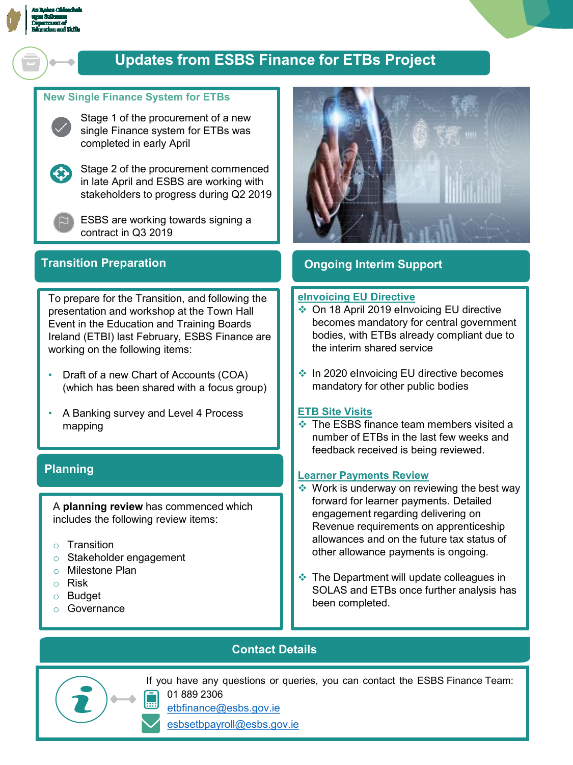# Updates from ESBS Finance for ETBs Project

## New Single Finance System for ETBs

- Stage 1 of the procurement of a new single Finance system for ETBs was completed in early April
- Stage 2 of the procurement commenced in late April and ESBS are working with stakeholders to progress during Q2 2019
- ESBS are working towards signing a contract in Q3 2019

## Transition Preparation

To prepare for the Transition, and following the presentation and workshop at the Town Hall Event in the Education and Training Boards Ireland (ETBI) last February, ESBS Finance are working on the following items:

- Draft of a new Chart of Accounts (COA) (which has been shared with a focus group)
- A Banking survey and Level 4 Process mapping

## Planning

A **planning review** has commenced which includes the following review items:

- Transition
- Stakeholder engagement
- Milestone Plan
- Risk
- Budget
- Governance

## Ongoing Interim Support

### eInvoicing EU Directive

- On 18 April 2019 eInvoicing EU directive becomes mandatory for central government bodies, with ETBs already compliant due to the interim shared service
- In 2020 eInvoicing EU directive becomes mandatory for other public bodies

### ETB Site Visits

- The ESBS finance team members visited a number of ETBs in the last few weeks and feedback received is being reviewed.

### Learner Payments Review

- Work is underway on reviewing the best way forward for learner payments. Detailed engagement regarding delivering on Revenue requirements on apprenticeship allowances and on the future tax status of other allowance payments is ongoing.
- The Department will update colleagues in SOLAS and ETBs once further analysis has been completed.

## Contact Details

If you have any questions or queries, you can contact the ESBS Finance Team:

01 889 2306

etbfinance@esbs.gov.ie

esbsetbpayroll@esbs.gov.ie